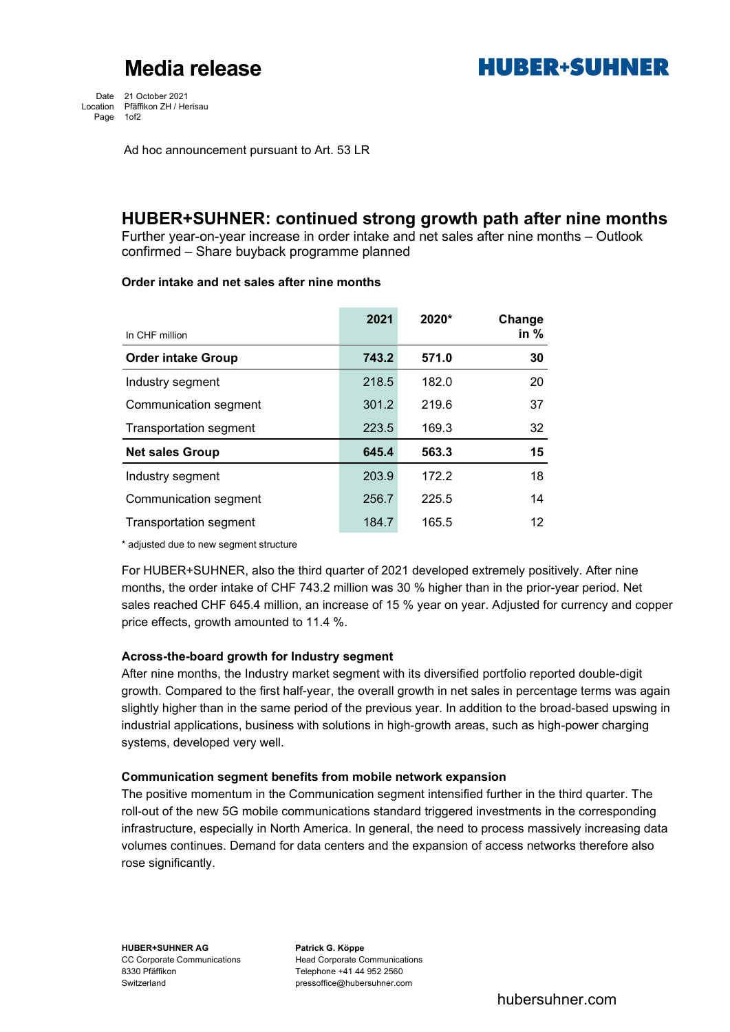# Media release

Date 21 October 2021
Location Pfäffikon ZH / Herisau

Ad hoc announcement pursuant to Art. 53 LR

## HUBER+SUHNER: continued strong growth path after nine months

Further year-on-year increase in order intake and net sales after nine months – Outlook confirmed – Share buyback programme planned

**Order intake and net sales after nine months**

| In CHF million | 2021 | 2020* | Change in % |
|---|---|---|---|
| **Order intake Group** | **743.2** | **571.0** | **30** |
| Industry segment | 218.5 | 182.0 | 20 |
| Communication segment | 301.2 | 219.6 | 37 |
| Transportation segment | 223.5 | 169.3 | 32 |
| **Net sales Group** | **645.4** | **563.3** | **15** |
| Industry segment | 203.9 | 172.2 | 18 |
| Communication segment | 256.7 | 225.5 | 14 |
| Transportation segment | 184.7 | 165.5 | 12 |

* adjusted due to new segment structure

For HUBER+SUHNER, also the third quarter of 2021 developed extremely positively. After nine months, the order intake of CHF 743.2 million was 30 % higher than in the prior-year period. Net sales reached CHF 645.4 million, an increase of 15 % year on year. Adjusted for currency and copper price effects, growth amounted to 11.4 %.

**Across-the-board growth for Industry segment**

After nine months, the Industry market segment with its diversified portfolio reported double-digit growth. Compared to the first half-year, the overall growth in net sales in percentage terms was again slightly higher than in the same period of the previous year. In addition to the broad-based upswing in industrial applications, business with solutions in high-growth areas, such as high-power charging systems, developed very well.

**Communication segment benefits from mobile network expansion**

The positive momentum in the Communication segment intensified further in the third quarter. The roll-out of the new 5G mobile communications standard triggered investments in the corresponding infrastructure, especially in North America. In general, the need to process massively increasing data volumes continues. Demand for data centers and the expansion of access networks therefore also rose significantly.

**HUBER+SUHNER AG**
CC Corporate Communications
8330 Pfäffikon
Switzerland

**Patrick G. Köppe**
Head Corporate Communications
Telephone +41 44 952 2560
pressoffice@hubersuhner.com

hubersuhner.com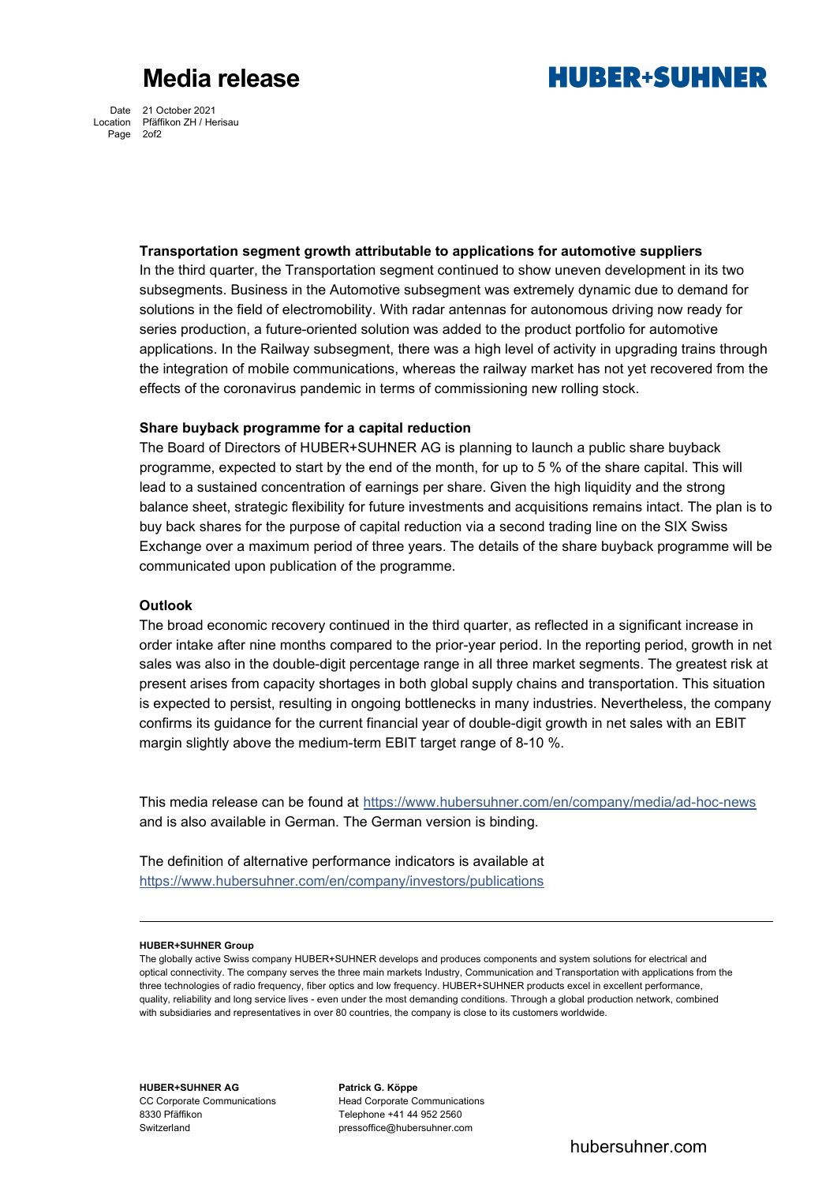### Transportation segment growth attributable to applications for automotive suppliers

In the third quarter, the Transportation segment continued to show uneven development in its two subsegments. Business in the Automotive subsegment was extremely dynamic due to demand for solutions in the field of electromobility. With radar antennas for autonomous driving now ready for series production, a future-oriented solution was added to the product portfolio for automotive applications. In the Railway subsegment, there was a high level of activity in upgrading trains through the integration of mobile communications, whereas the railway market has not yet recovered from the effects of the coronavirus pandemic in terms of commissioning new rolling stock.

### Share buyback programme for a capital reduction

The Board of Directors of HUBER+SUHNER AG is planning to launch a public share buyback programme, expected to start by the end of the month, for up to 5 % of the share capital. This will lead to a sustained concentration of earnings per share. Given the high liquidity and the strong balance sheet, strategic flexibility for future investments and acquisitions remains intact. The plan is to buy back shares for the purpose of capital reduction via a second trading line on the SIX Swiss Exchange over a maximum period of three years. The details of the share buyback programme will be communicated upon publication of the programme.

### Outlook

The broad economic recovery continued in the third quarter, as reflected in a significant increase in order intake after nine months compared to the prior-year period. In the reporting period, growth in net sales was also in the double-digit percentage range in all three market segments. The greatest risk at present arises from capacity shortages in both global supply chains and transportation. This situation is expected to persist, resulting in ongoing bottlenecks in many industries. Nevertheless, the company confirms its guidance for the current financial year of double-digit growth in net sales with an EBIT margin slightly above the medium-term EBIT target range of 8-10 %.

This media release can be found at https://www.hubersuhner.com/en/company/media/ad-hoc-news and is also available in German. The German version is binding.

The definition of alternative performance indicators is available at https://www.hubersuhner.com/en/company/investors/publications

---

**HUBER+SUHNER Group**

The globally active Swiss company HUBER+SUHNER develops and produces components and system solutions for electrical and optical connectivity. The company serves the three main markets Industry, Communication and Transportation with applications from the three technologies of radio frequency, fiber optics and low frequency. HUBER+SUHNER products excel in excellent performance, quality, reliability and long service lives - even under the most demanding conditions. Through a global production network, combined with subsidiaries and representatives in over 80 countries, the company is close to its customers worldwide.

**HUBER+SUHNER AG**
CC Corporate Communications
8330 Pfäffikon
Switzerland

**Patrick G. Köppe**
Head Corporate Communications
Telephone +41 44 952 2560
pressoffice@hubersuhner.com